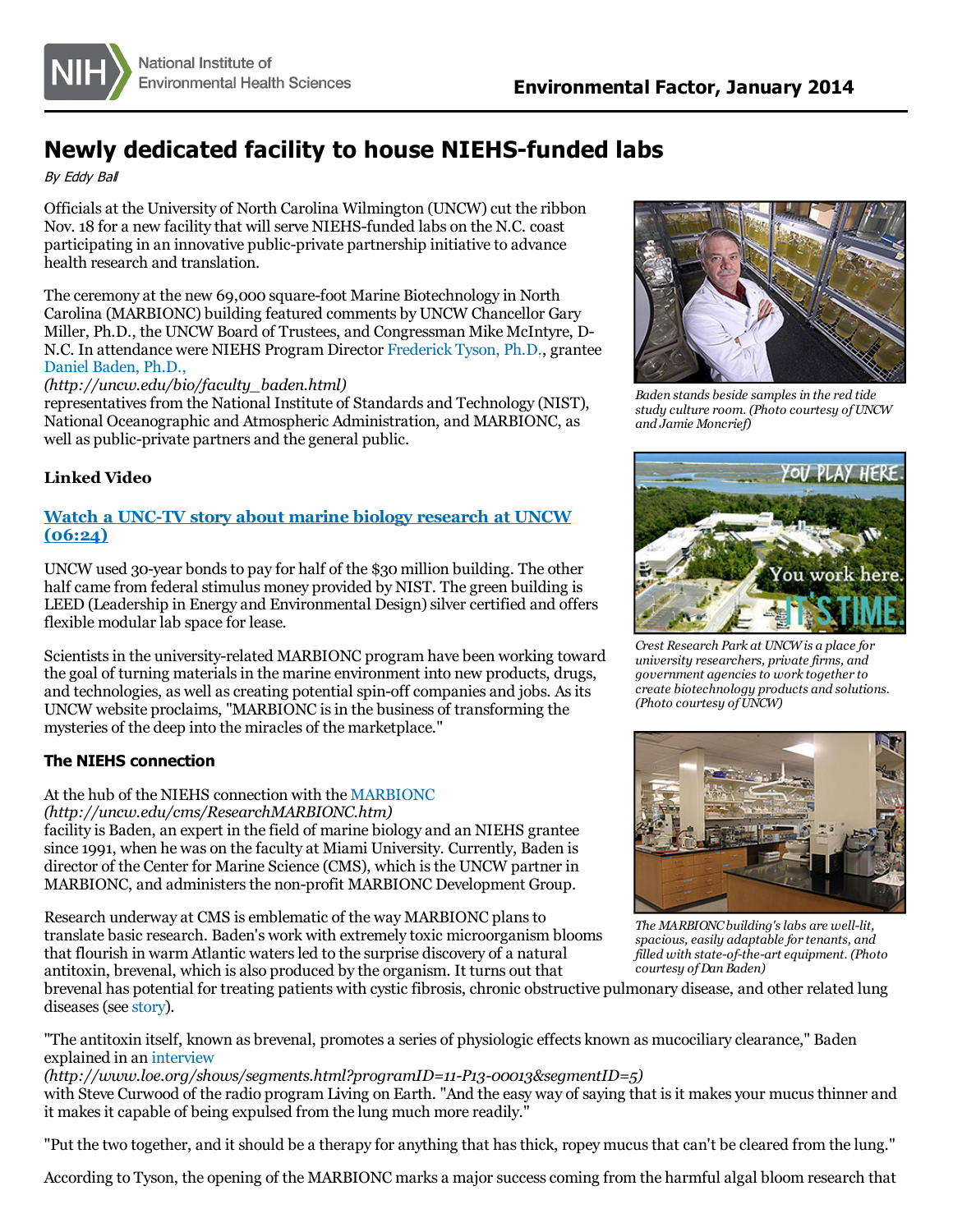# Newly dedicated facility to house NIEHS-funded labs

*By Eddy Ball*

Officials at the University of North Carolina Wilmington (UNCW) cut the ribbon Nov. 18 for a new facility that will serve NIEHS-funded labs on the N.C. coast participating in an innovative public-private partnership initiative to advance health research and translation.

The ceremony at the new 69,000 square-foot Marine Biotechnology in North Carolina (MARBIONC) building featured comments by UNCW Chancellor Gary Miller, Ph.D., the UNCW Board of Trustees, and Congressman Mike McIntyre, D-N.C. In attendance were NIEHS Program Director Frederick Tyson, Ph.D., grantee Daniel Baden, Ph.D., *(http://uncw.edu/bio/faculty_baden.html)* representatives from the National Institute of Standards and Technology (NIST), National Oceanographic and Atmospheric Administration, and MARBIONC, as well as public-private partners and the general public.

*Baden stands beside samples in the red tide study culture room. (Photo courtesy of UNCW and Jamie Moncrief)*

*Crest Research Park at UNCW is a place for university researchers, private firms, and government agencies to work together to create biotechnology products and solutions. (Photo courtesy of UNCW)*

*The MARBIONC building's labs are well-lit, spacious, easily adaptable for tenants, and filled with state-of-the-art equipment. (Photo courtesy of Dan Baden)*

**Linked Video**

**Watch a UNC-TV story about marine biology research at UNCW (06:24)**

UNCW used 30-year bonds to pay for half of the $30 million building. The other half came from federal stimulus money provided by NIST. The green building is LEED (Leadership in Energy and Environmental Design) silver certified and offers flexible modular lab space for lease.

Scientists in the university-related MARBIONC program have been working toward the goal of turning materials in the marine environment into new products, drugs, and technologies, as well as creating potential spin-off companies and jobs. As its UNCW website proclaims, "MARBIONC is in the business of transforming the mysteries of the deep into the miracles of the marketplace."

## The NIEHS connection

At the hub of the NIEHS connection with the MARBIONC *(http://uncw.edu/cms/ResearchMARBIONC.htm)* facility is Baden, an expert in the field of marine biology and an NIEHS grantee since 1991, when he was on the faculty at Miami University. Currently, Baden is director of the Center for Marine Science (CMS), which is the UNCW partner in MARBIONC, and administers the non-profit MARBIONC Development Group.

Research underway at CMS is emblematic of the way MARBIONC plans to translate basic research. Baden's work with extremely toxic microorganism blooms that flourish in warm Atlantic waters led to the surprise discovery of a natural antitoxin, brevenal, which is also produced by the organism. It turns out that brevenal has potential for treating patients with cystic fibrosis, chronic obstructive pulmonary disease, and other related lung diseases (see story).

"The antitoxin itself, known as brevenal, promotes a series of physiologic effects known as mucociliary clearance," Baden explained in an interview *(http://www.loe.org/shows/segments.html?programID=11-P13-00013&segmentID=5)* with Steve Curwood of the radio program Living on Earth. "And the easy way of saying that is it makes your mucus thinner and it makes it capable of being expulsed from the lung much more readily."

"Put the two together, and it should be a therapy for anything that has thick, ropey mucus that can't be cleared from the lung."

According to Tyson, the opening of the MARBIONC marks a major success coming from the harmful algal bloom research that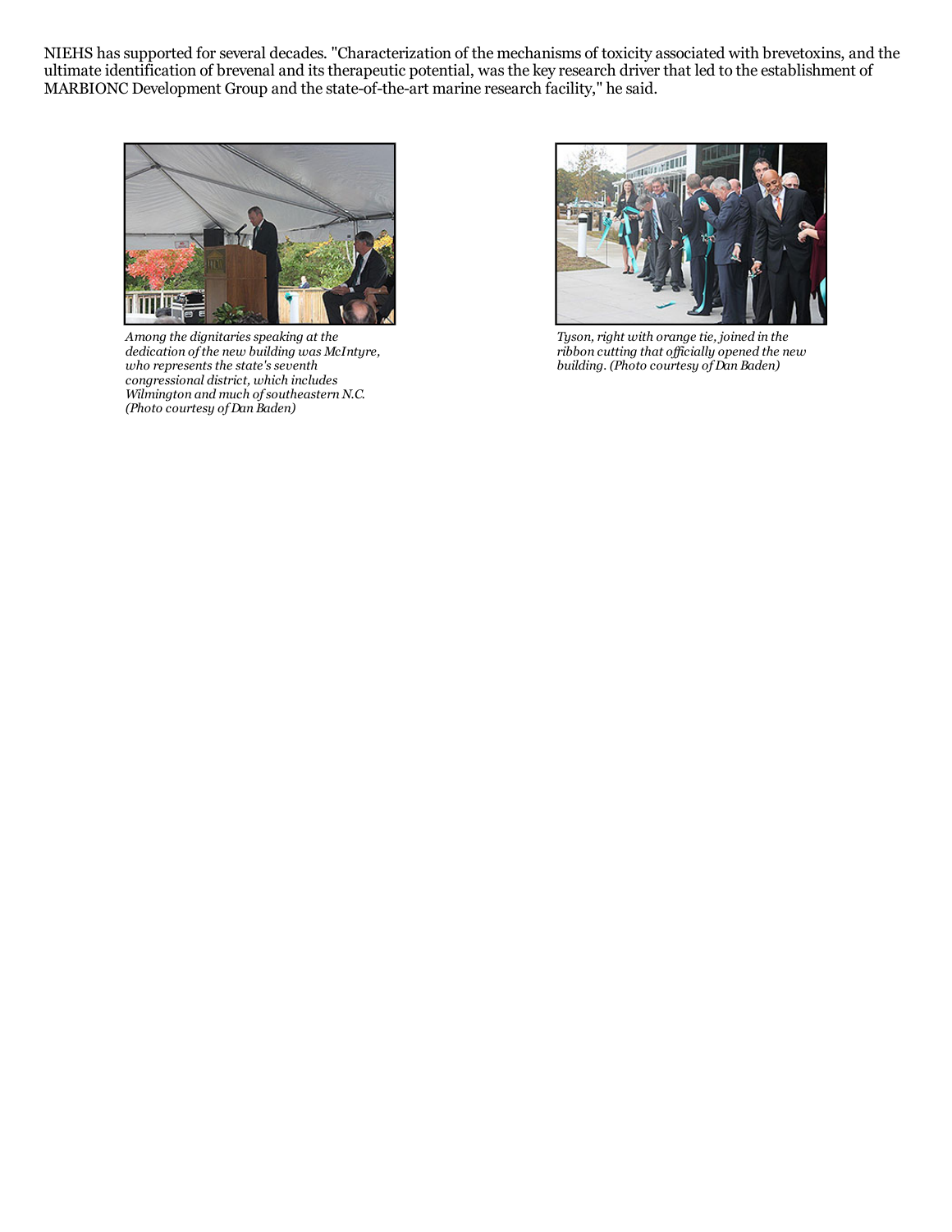NIEHS has supported for several decades. "Characterization of the mechanisms of toxicity associated with brevetoxins, and the ultimate identification of brevenal and its therapeutic potential, was the key research driver that led to the establishment of MARBIONC Development Group and the state-of-the-art marine research facility," he said.

*Among the dignitaries speaking at the dedication of the new building was McIntyre, who represents the state's seventh congressional district, which includes Wilmington and much of southeastern N.C. (Photo courtesy of Dan Baden)*

*Tyson, right with orange tie, joined in the ribbon cutting that officially opened the new building. (Photo courtesy of Dan Baden)*